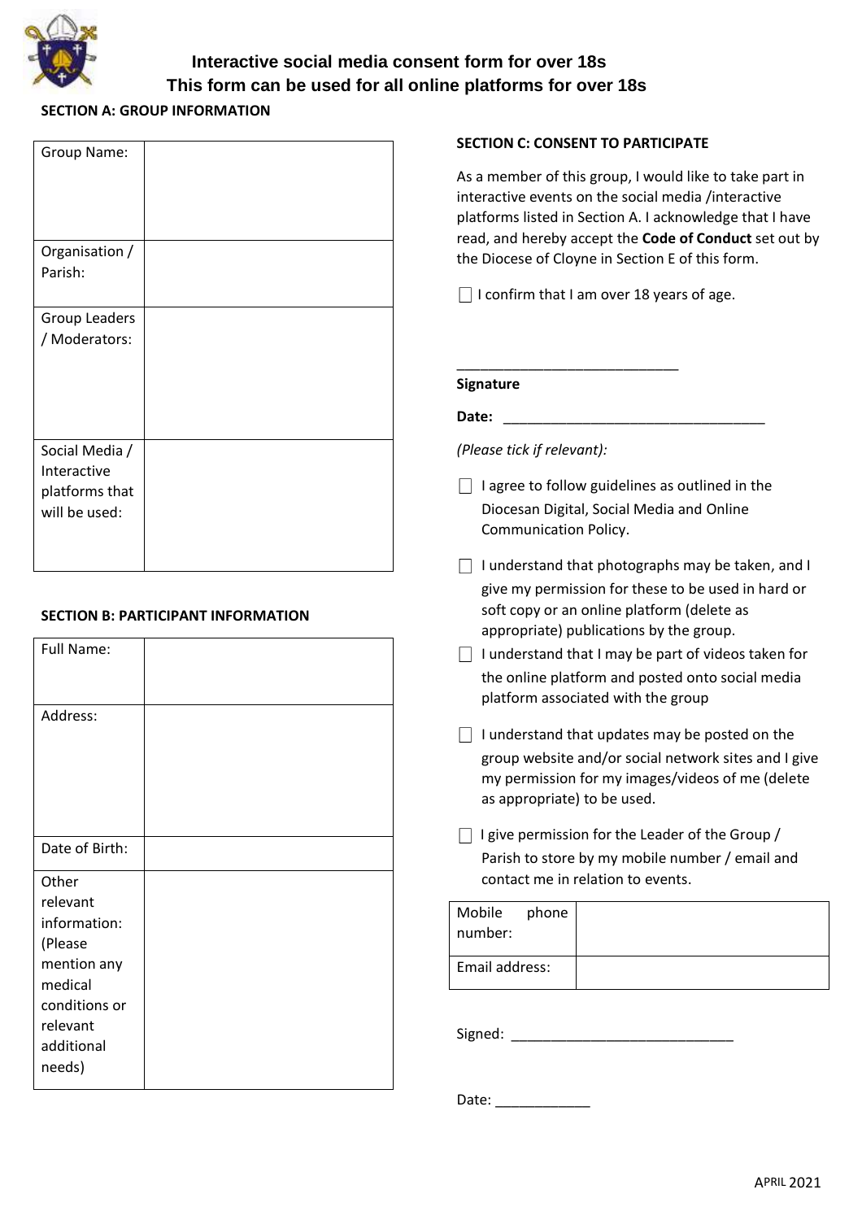# Interactive social media consent form for over 18s

## This form can be used for all online platforms for over 18s

### SECTION A: GROUP INFORMATION

| Group Name: | |
|---|---|
| Organisation / Parish: | |
| Group Leaders / Moderators: | |
| Social Media / Interactive platforms that will be used: | |

### SECTION B: PARTICIPANT INFORMATION

| Full Name: | |
|---|---|
| Address: | |
| Date of Birth: | |
| Other relevant information: (Please mention any medical conditions or relevant additional needs) | |

### SECTION C: CONSENT TO PARTICIPATE

As a member of this group, I would like to take part in interactive events on the social media /interactive platforms listed in Section A. I acknowledge that I have read, and hereby accept the **Code of Conduct** set out by the Diocese of Cloyne in Section E of this form.

☐ I confirm that I am over 18 years of age.

_____________________________

**Signature**

**Date:** ___________________________________

*(Please tick if relevant):*

☐ I agree to follow guidelines as outlined in the Diocesan Digital, Social Media and Online Communication Policy.

☐ I understand that photographs may be taken, and I give my permission for these to be used in hard or soft copy or an online platform (delete as appropriate) publications by the group.

☐ I understand that I may be part of videos taken for the online platform and posted onto social media platform associated with the group

☐ I understand that updates may be posted on the group website and/or social network sites and I give my permission for my images/videos of me (delete as appropriate) to be used.

☐ I give permission for the Leader of the Group / Parish to store by my mobile number / email and contact me in relation to events.

| Mobile phone number: | |
|---|---|
| Email address: | |

Signed: _____________________________

Date: ____________

APRIL 2021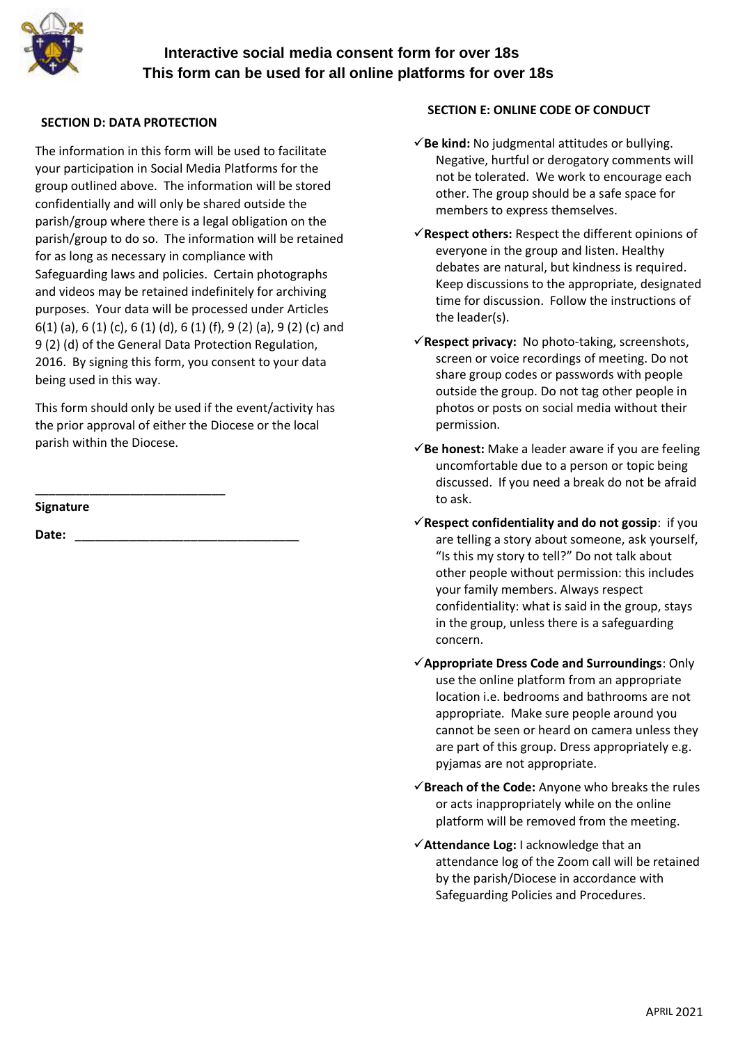# Interactive social media consent form for over 18s
# This form can be used for all online platforms for over 18s

## SECTION D: DATA PROTECTION

The information in this form will be used to facilitate your participation in Social Media Platforms for the group outlined above. The information will be stored confidentially and will only be shared outside the parish/group where there is a legal obligation on the parish/group to do so. The information will be retained for as long as necessary in compliance with Safeguarding laws and policies. Certain photographs and videos may be retained indefinitely for archiving purposes. Your data will be processed under Articles 6(1) (a), 6 (1) (c), 6 (1) (d), 6 (1) (f), 9 (2) (a), 9 (2) (c) and 9 (2) (d) of the General Data Protection Regulation, 2016. By signing this form, you consent to your data being used in this way.

This form should only be used if the event/activity has the prior approval of either the Diocese or the local parish within the Diocese.

____________________________

**Signature**

**Date:** _________________________________

## SECTION E: ONLINE CODE OF CONDUCT

- ✓**Be kind:** No judgmental attitudes or bullying. Negative, hurtful or derogatory comments will not be tolerated. We work to encourage each other. The group should be a safe space for members to express themselves.
- ✓**Respect others:** Respect the different opinions of everyone in the group and listen. Healthy debates are natural, but kindness is required. Keep discussions to the appropriate, designated time for discussion. Follow the instructions of the leader(s).
- ✓**Respect privacy:** No photo-taking, screenshots, screen or voice recordings of meeting. Do not share group codes or passwords with people outside the group. Do not tag other people in photos or posts on social media without their permission.
- ✓**Be honest:** Make a leader aware if you are feeling uncomfortable due to a person or topic being discussed. If you need a break do not be afraid to ask.
- ✓**Respect confidentiality and do not gossip**: if you are telling a story about someone, ask yourself, "Is this my story to tell?" Do not talk about other people without permission: this includes your family members. Always respect confidentiality: what is said in the group, stays in the group, unless there is a safeguarding concern.
- ✓**Appropriate Dress Code and Surroundings**: Only use the online platform from an appropriate location i.e. bedrooms and bathrooms are not appropriate. Make sure people around you cannot be seen or heard on camera unless they are part of this group. Dress appropriately e.g. pyjamas are not appropriate.
- ✓**Breach of the Code:** Anyone who breaks the rules or acts inappropriately while on the online platform will be removed from the meeting.
- ✓**Attendance Log:** I acknowledge that an attendance log of the Zoom call will be retained by the parish/Diocese in accordance with Safeguarding Policies and Procedures.

APRIL 2021